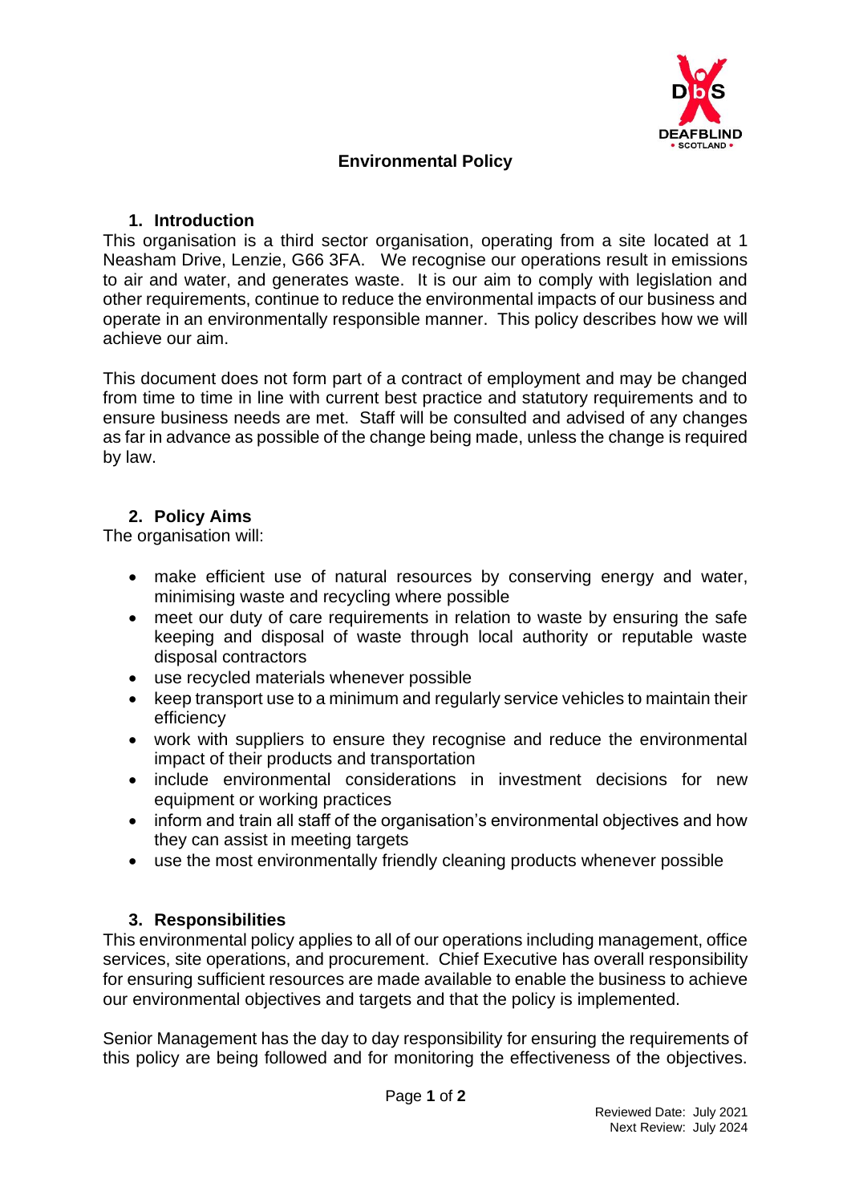# Environmental Policy

## 1. Introduction

This organisation is a third sector organisation, operating from a site located at 1 Neasham Drive, Lenzie, G66 3FA. We recognise our operations result in emissions to air and water, and generates waste. It is our aim to comply with legislation and other requirements, continue to reduce the environmental impacts of our business and operate in an environmentally responsible manner. This policy describes how we will achieve our aim.

This document does not form part of a contract of employment and may be changed from time to time in line with current best practice and statutory requirements and to ensure business needs are met. Staff will be consulted and advised of any changes as far in advance as possible of the change being made, unless the change is required by law.

## 2. Policy Aims

The organisation will:

- make efficient use of natural resources by conserving energy and water, minimising waste and recycling where possible
- meet our duty of care requirements in relation to waste by ensuring the safe keeping and disposal of waste through local authority or reputable waste disposal contractors
- use recycled materials whenever possible
- keep transport use to a minimum and regularly service vehicles to maintain their efficiency
- work with suppliers to ensure they recognise and reduce the environmental impact of their products and transportation
- include environmental considerations in investment decisions for new equipment or working practices
- inform and train all staff of the organisation's environmental objectives and how they can assist in meeting targets
- use the most environmentally friendly cleaning products whenever possible

## 3. Responsibilities

This environmental policy applies to all of our operations including management, office services, site operations, and procurement. Chief Executive has overall responsibility for ensuring sufficient resources are made available to enable the business to achieve our environmental objectives and targets and that the policy is implemented.

Senior Management has the day to day responsibility for ensuring the requirements of this policy are being followed and for monitoring the effectiveness of the objectives.

Reviewed Date: July 2021
Next Review: July 2024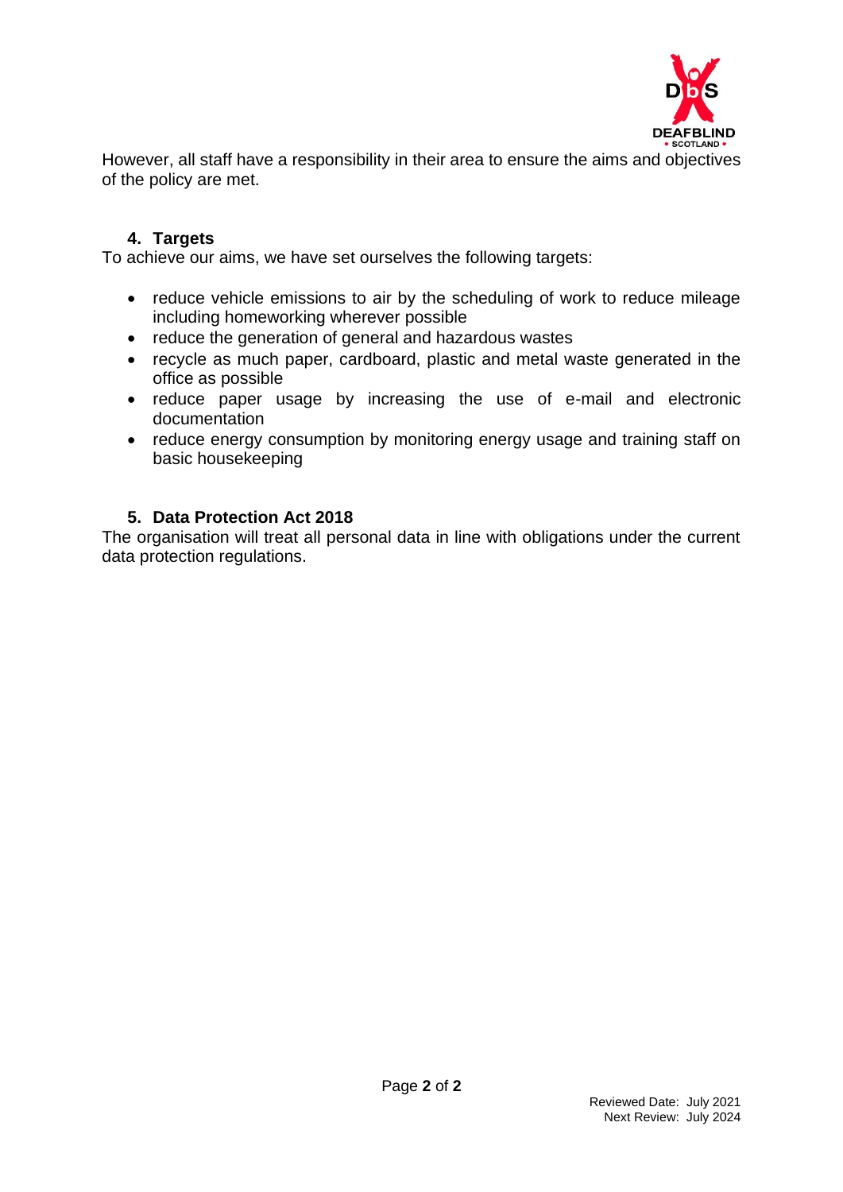However, all staff have a responsibility in their area to ensure the aims and objectives of the policy are met.

## 4. Targets

To achieve our aims, we have set ourselves the following targets:

- reduce vehicle emissions to air by the scheduling of work to reduce mileage including homeworking wherever possible
- reduce the generation of general and hazardous wastes
- recycle as much paper, cardboard, plastic and metal waste generated in the office as possible
- reduce paper usage by increasing the use of e-mail and electronic documentation
- reduce energy consumption by monitoring energy usage and training staff on basic housekeeping

## 5. Data Protection Act 2018

The organisation will treat all personal data in line with obligations under the current data protection regulations.

Reviewed Date: July 2021
Next Review: July 2024